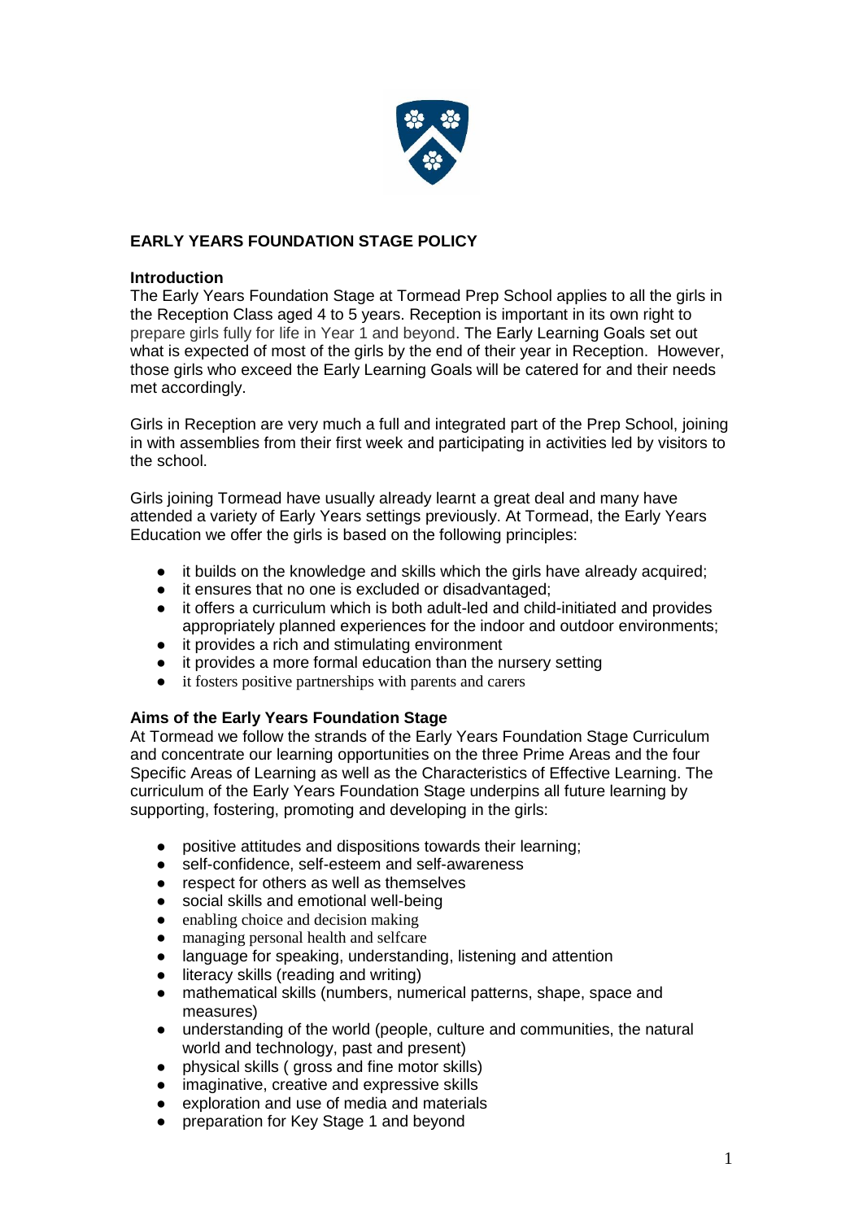## EARLY YEARS FOUNDATION STAGE POLICY

### Introduction

The Early Years Foundation Stage at Tormead Prep School applies to all the girls in the Reception Class aged 4 to 5 years. Reception is important in its own right to prepare girls fully for life in Year 1 and beyond. The Early Learning Goals set out what is expected of most of the girls by the end of their year in Reception. However, those girls who exceed the Early Learning Goals will be catered for and their needs met accordingly.

Girls in Reception are very much a full and integrated part of the Prep School, joining in with assemblies from their first week and participating in activities led by visitors to the school.

Girls joining Tormead have usually already learnt a great deal and many have attended a variety of Early Years settings previously. At Tormead, the Early Years Education we offer the girls is based on the following principles:

- it builds on the knowledge and skills which the girls have already acquired;
- it ensures that no one is excluded or disadvantaged;
- it offers a curriculum which is both adult-led and child-initiated and provides appropriately planned experiences for the indoor and outdoor environments;
- it provides a rich and stimulating environment
- it provides a more formal education than the nursery setting
- it fosters positive partnerships with parents and carers

### Aims of the Early Years Foundation Stage

At Tormead we follow the strands of the Early Years Foundation Stage Curriculum and concentrate our learning opportunities on the three Prime Areas and the four Specific Areas of Learning as well as the Characteristics of Effective Learning. The curriculum of the Early Years Foundation Stage underpins all future learning by supporting, fostering, promoting and developing in the girls:

- positive attitudes and dispositions towards their learning;
- self-confidence, self-esteem and self-awareness
- respect for others as well as themselves
- social skills and emotional well-being
- enabling choice and decision making
- managing personal health and selfcare
- language for speaking, understanding, listening and attention
- literacy skills (reading and writing)
- mathematical skills (numbers, numerical patterns, shape, space and measures)
- understanding of the world (people, culture and communities, the natural world and technology, past and present)
- physical skills ( gross and fine motor skills)
- imaginative, creative and expressive skills
- exploration and use of media and materials
- preparation for Key Stage 1 and beyond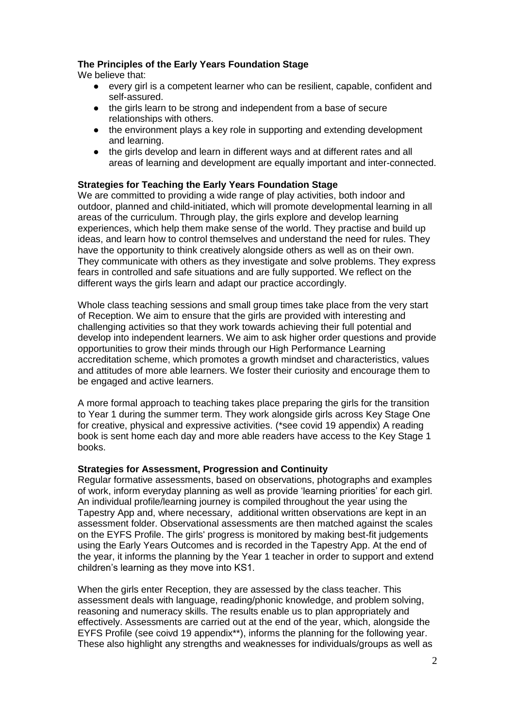### The Principles of the Early Years Foundation Stage

We believe that:

- every girl is a competent learner who can be resilient, capable, confident and self-assured.
- the girls learn to be strong and independent from a base of secure relationships with others.
- the environment plays a key role in supporting and extending development and learning.
- the girls develop and learn in different ways and at different rates and all areas of learning and development are equally important and inter-connected.

### Strategies for Teaching the Early Years Foundation Stage

We are committed to providing a wide range of play activities, both indoor and outdoor, planned and child-initiated, which will promote developmental learning in all areas of the curriculum. Through play, the girls explore and develop learning experiences, which help them make sense of the world. They practise and build up ideas, and learn how to control themselves and understand the need for rules. They have the opportunity to think creatively alongside others as well as on their own. They communicate with others as they investigate and solve problems. They express fears in controlled and safe situations and are fully supported. We reflect on the different ways the girls learn and adapt our practice accordingly.

Whole class teaching sessions and small group times take place from the very start of Reception. We aim to ensure that the girls are provided with interesting and challenging activities so that they work towards achieving their full potential and develop into independent learners. We aim to ask higher order questions and provide opportunities to grow their minds through our High Performance Learning accreditation scheme, which promotes a growth mindset and characteristics, values and attitudes of more able learners. We foster their curiosity and encourage them to be engaged and active learners.

A more formal approach to teaching takes place preparing the girls for the transition to Year 1 during the summer term. They work alongside girls across Key Stage One for creative, physical and expressive activities. (*see covid 19 appendix) A reading book is sent home each day and more able readers have access to the Key Stage 1 books.

### Strategies for Assessment, Progression and Continuity

Regular formative assessments, based on observations, photographs and examples of work, inform everyday planning as well as provide 'learning priorities' for each girl. An individual profile/learning journey is compiled throughout the year using the Tapestry App and, where necessary, additional written observations are kept in an assessment folder. Observational assessments are then matched against the scales on the EYFS Profile. The girls' progress is monitored by making best-fit judgements using the Early Years Outcomes and is recorded in the Tapestry App. At the end of the year, it informs the planning by the Year 1 teacher in order to support and extend children's learning as they move into KS1.

When the girls enter Reception, they are assessed by the class teacher. This assessment deals with language, reading/phonic knowledge, and problem solving, reasoning and numeracy skills. The results enable us to plan appropriately and effectively. Assessments are carried out at the end of the year, which, alongside the EYFS Profile (see coivd 19 appendix**), informs the planning for the following year. These also highlight any strengths and weaknesses for individuals/groups as well as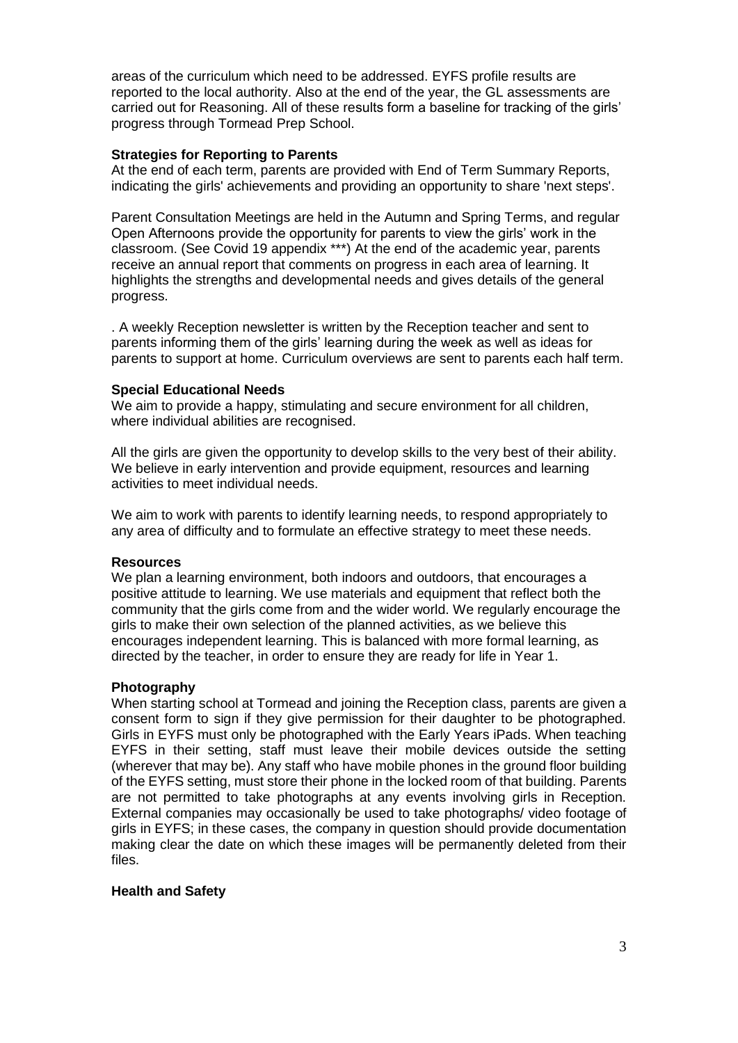areas of the curriculum which need to be addressed. EYFS profile results are reported to the local authority. Also at the end of the year, the GL assessments are carried out for Reasoning. All of these results form a baseline for tracking of the girls' progress through Tormead Prep School.

**Strategies for Reporting to Parents**

At the end of each term, parents are provided with End of Term Summary Reports, indicating the girls' achievements and providing an opportunity to share 'next steps'.

Parent Consultation Meetings are held in the Autumn and Spring Terms, and regular Open Afternoons provide the opportunity for parents to view the girls' work in the classroom. (See Covid 19 appendix ***) At the end of the academic year, parents receive an annual report that comments on progress in each area of learning. It highlights the strengths and developmental needs and gives details of the general progress.

. A weekly Reception newsletter is written by the Reception teacher and sent to parents informing them of the girls' learning during the week as well as ideas for parents to support at home. Curriculum overviews are sent to parents each half term.

**Special Educational Needs**

We aim to provide a happy, stimulating and secure environment for all children, where individual abilities are recognised.

All the girls are given the opportunity to develop skills to the very best of their ability. We believe in early intervention and provide equipment, resources and learning activities to meet individual needs.

We aim to work with parents to identify learning needs, to respond appropriately to any area of difficulty and to formulate an effective strategy to meet these needs.

**Resources**

We plan a learning environment, both indoors and outdoors, that encourages a positive attitude to learning. We use materials and equipment that reflect both the community that the girls come from and the wider world. We regularly encourage the girls to make their own selection of the planned activities, as we believe this encourages independent learning. This is balanced with more formal learning, as directed by the teacher, in order to ensure they are ready for life in Year 1.

**Photography**

When starting school at Tormead and joining the Reception class, parents are given a consent form to sign if they give permission for their daughter to be photographed. Girls in EYFS must only be photographed with the Early Years iPads. When teaching EYFS in their setting, staff must leave their mobile devices outside the setting (wherever that may be). Any staff who have mobile phones in the ground floor building of the EYFS setting, must store their phone in the locked room of that building. Parents are not permitted to take photographs at any events involving girls in Reception. External companies may occasionally be used to take photographs/ video footage of girls in EYFS; in these cases, the company in question should provide documentation making clear the date on which these images will be permanently deleted from their files.

**Health and Safety**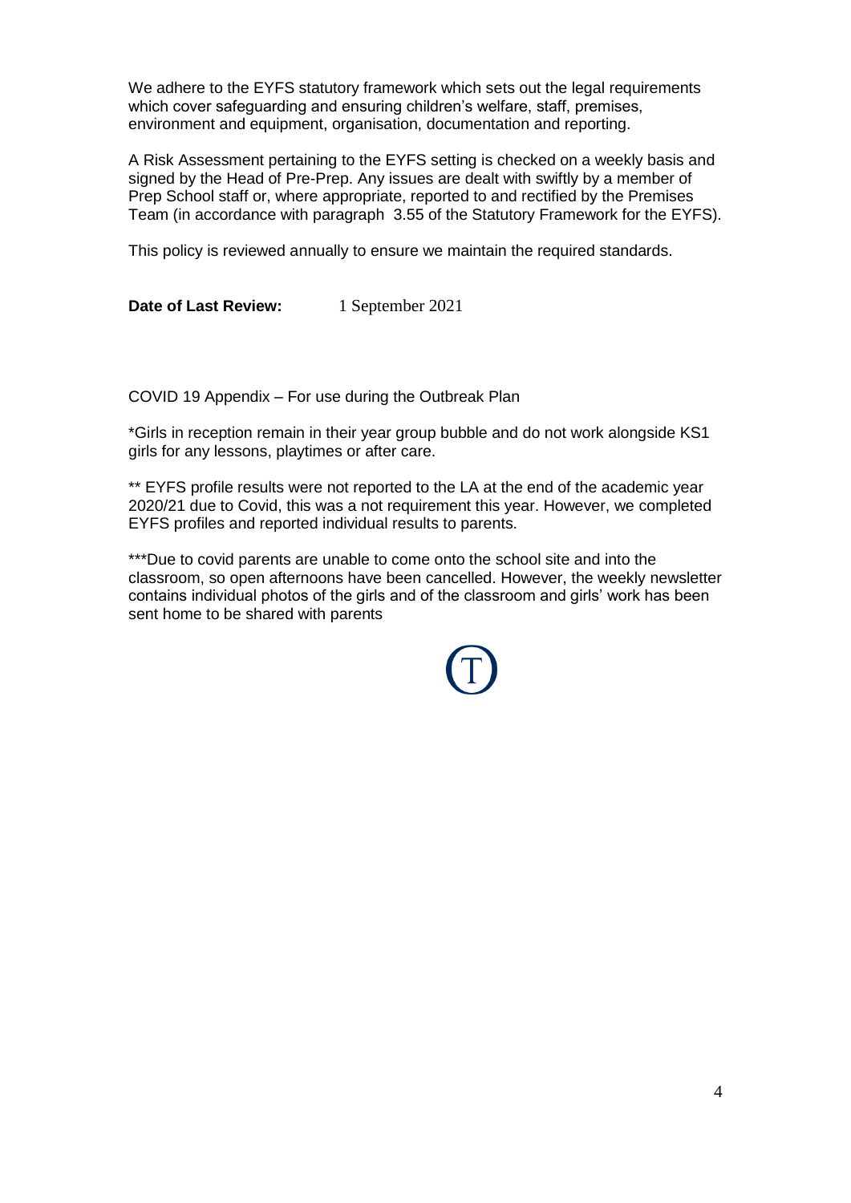We adhere to the EYFS statutory framework which sets out the legal requirements which cover safeguarding and ensuring children's welfare, staff, premises, environment and equipment, organisation, documentation and reporting.

A Risk Assessment pertaining to the EYFS setting is checked on a weekly basis and signed by the Head of Pre-Prep. Any issues are dealt with swiftly by a member of Prep School staff or, where appropriate, reported to and rectified by the Premises Team (in accordance with paragraph 3.55 of the Statutory Framework for the EYFS).

This policy is reviewed annually to ensure we maintain the required standards.

**Date of Last Review:** 1 September 2021

COVID 19 Appendix – For use during the Outbreak Plan

*Girls in reception remain in their year group bubble and do not work alongside KS1 girls for any lessons, playtimes or after care.

** EYFS profile results were not reported to the LA at the end of the academic year 2020/21 due to Covid, this was a not requirement this year. However, we completed EYFS profiles and reported individual results to parents.

***Due to covid parents are unable to come onto the school site and into the classroom, so open afternoons have been cancelled. However, the weekly newsletter contains individual photos of the girls and of the classroom and girls' work has been sent home to be shared with parents